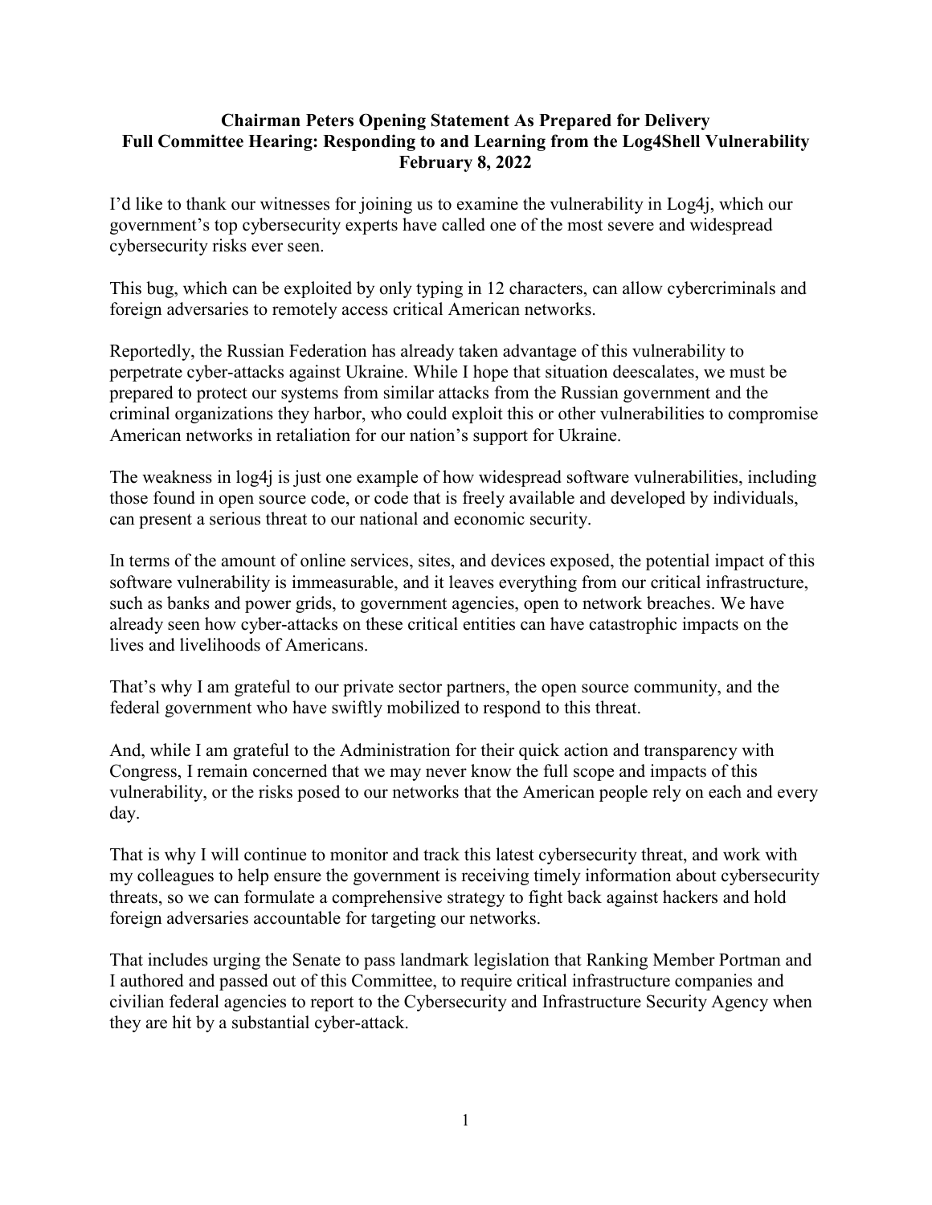**Chairman Peters Opening Statement As Prepared for Delivery**
**Full Committee Hearing: Responding to and Learning from the Log4Shell Vulnerability**
**February 8, 2022**

I'd like to thank our witnesses for joining us to examine the vulnerability in Log4j, which our government's top cybersecurity experts have called one of the most severe and widespread cybersecurity risks ever seen.

This bug, which can be exploited by only typing in 12 characters, can allow cybercriminals and foreign adversaries to remotely access critical American networks.

Reportedly, the Russian Federation has already taken advantage of this vulnerability to perpetrate cyber-attacks against Ukraine. While I hope that situation deescalates, we must be prepared to protect our systems from similar attacks from the Russian government and the criminal organizations they harbor, who could exploit this or other vulnerabilities to compromise American networks in retaliation for our nation's support for Ukraine.

The weakness in log4j is just one example of how widespread software vulnerabilities, including those found in open source code, or code that is freely available and developed by individuals, can present a serious threat to our national and economic security.

In terms of the amount of online services, sites, and devices exposed, the potential impact of this software vulnerability is immeasurable, and it leaves everything from our critical infrastructure, such as banks and power grids, to government agencies, open to network breaches. We have already seen how cyber-attacks on these critical entities can have catastrophic impacts on the lives and livelihoods of Americans.

That's why I am grateful to our private sector partners, the open source community, and the federal government who have swiftly mobilized to respond to this threat.

And, while I am grateful to the Administration for their quick action and transparency with Congress, I remain concerned that we may never know the full scope and impacts of this vulnerability, or the risks posed to our networks that the American people rely on each and every day.

That is why I will continue to monitor and track this latest cybersecurity threat, and work with my colleagues to help ensure the government is receiving timely information about cybersecurity threats, so we can formulate a comprehensive strategy to fight back against hackers and hold foreign adversaries accountable for targeting our networks.

That includes urging the Senate to pass landmark legislation that Ranking Member Portman and I authored and passed out of this Committee, to require critical infrastructure companies and civilian federal agencies to report to the Cybersecurity and Infrastructure Security Agency when they are hit by a substantial cyber-attack.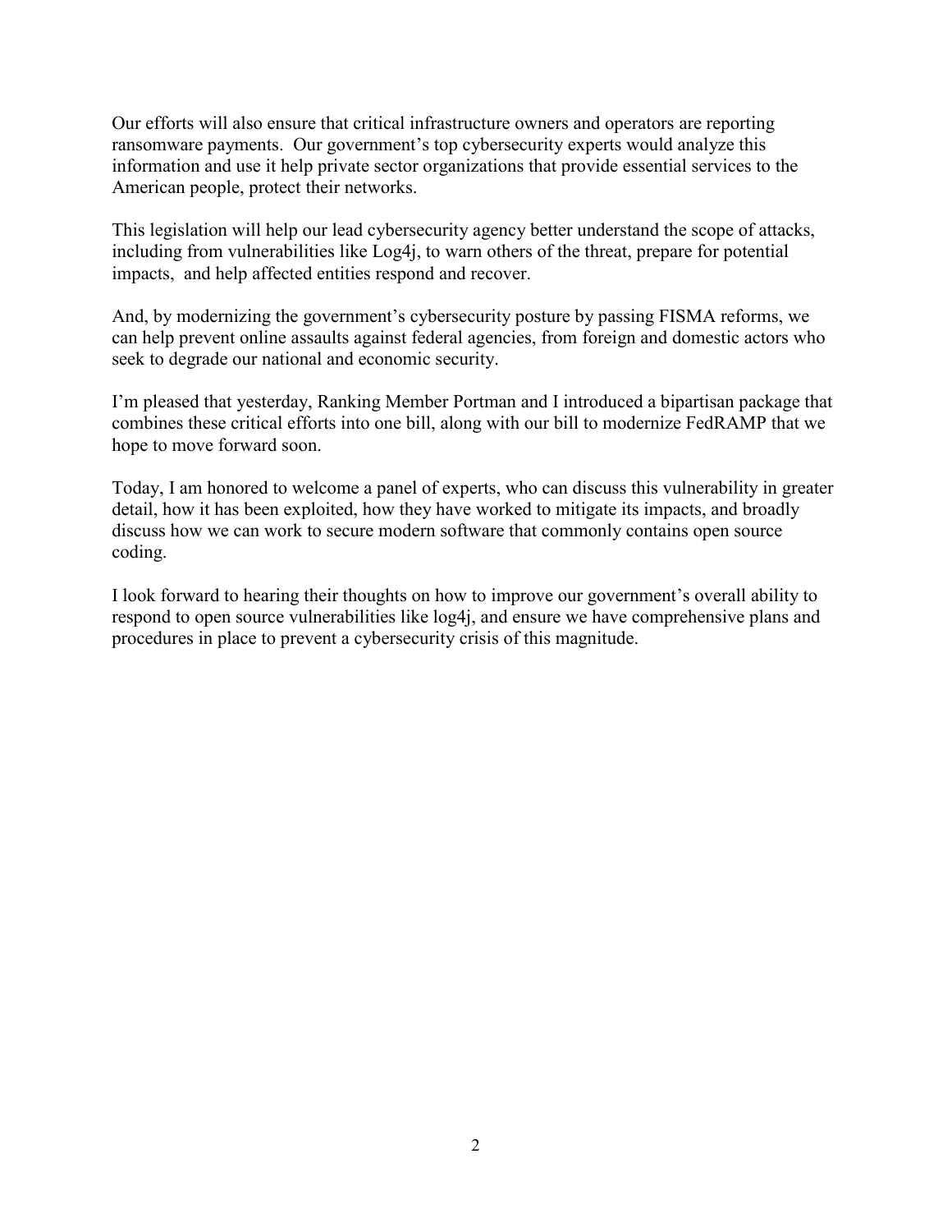Our efforts will also ensure that critical infrastructure owners and operators are reporting ransomware payments.  Our government's top cybersecurity experts would analyze this information and use it help private sector organizations that provide essential services to the American people, protect their networks.

This legislation will help our lead cybersecurity agency better understand the scope of attacks, including from vulnerabilities like Log4j, to warn others of the threat, prepare for potential impacts,  and help affected entities respond and recover.

And, by modernizing the government's cybersecurity posture by passing FISMA reforms, we can help prevent online assaults against federal agencies, from foreign and domestic actors who seek to degrade our national and economic security.

I'm pleased that yesterday, Ranking Member Portman and I introduced a bipartisan package that combines these critical efforts into one bill, along with our bill to modernize FedRAMP that we hope to move forward soon.

Today, I am honored to welcome a panel of experts, who can discuss this vulnerability in greater detail, how it has been exploited, how they have worked to mitigate its impacts, and broadly discuss how we can work to secure modern software that commonly contains open source coding.

I look forward to hearing their thoughts on how to improve our government's overall ability to respond to open source vulnerabilities like log4j, and ensure we have comprehensive plans and procedures in place to prevent a cybersecurity crisis of this magnitude.